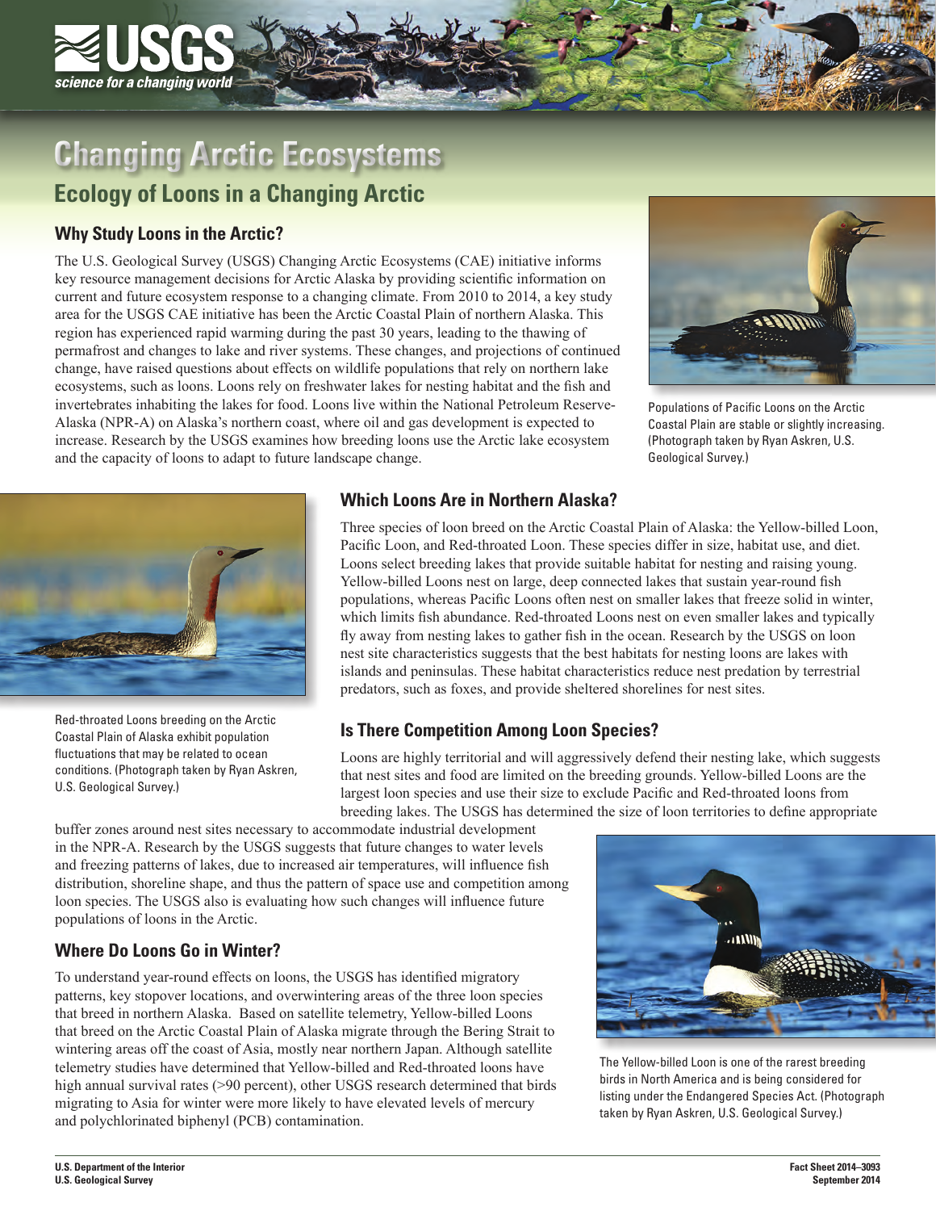# Changing Arctic Ecosystems

## Ecology of Loons in a Changing Arctic

### Why Study Loons in the Arctic?

The U.S. Geological Survey (USGS) Changing Arctic Ecosystems (CAE) initiative informs key resource management decisions for Arctic Alaska by providing scientific information on current and future ecosystem response to a changing climate. From 2010 to 2014, a key study area for the USGS CAE initiative has been the Arctic Coastal Plain of northern Alaska. This region has experienced rapid warming during the past 30 years, leading to the thawing of permafrost and changes to lake and river systems. These changes, and projections of continued change, have raised questions about effects on wildlife populations that rely on northern lake ecosystems, such as loons. Loons rely on freshwater lakes for nesting habitat and the fish and invertebrates inhabiting the lakes for food. Loons live within the National Petroleum Reserve-Alaska (NPR-A) on Alaska's northern coast, where oil and gas development is expected to increase. Research by the USGS examines how breeding loons use the Arctic lake ecosystem and the capacity of loons to adapt to future landscape change.

Populations of Pacific Loons on the Arctic Coastal Plain are stable or slightly increasing. (Photograph taken by Ryan Askren, U.S. Geological Survey.)

### Which Loons Are in Northern Alaska?

Three species of loon breed on the Arctic Coastal Plain of Alaska: the Yellow-billed Loon, Pacific Loon, and Red-throated Loon. These species differ in size, habitat use, and diet. Loons select breeding lakes that provide suitable habitat for nesting and raising young. Yellow-billed Loons nest on large, deep connected lakes that sustain year-round fish populations, whereas Pacific Loons often nest on smaller lakes that freeze solid in winter, which limits fish abundance. Red-throated Loons nest on even smaller lakes and typically fly away from nesting lakes to gather fish in the ocean. Research by the USGS on loon nest site characteristics suggests that the best habitats for nesting loons are lakes with islands and peninsulas. These habitat characteristics reduce nest predation by terrestrial predators, such as foxes, and provide sheltered shorelines for nest sites.

Red-throated Loons breeding on the Arctic Coastal Plain of Alaska exhibit population fluctuations that may be related to ocean conditions. (Photograph taken by Ryan Askren, U.S. Geological Survey.)

### Is There Competition Among Loon Species?

Loons are highly territorial and will aggressively defend their nesting lake, which suggests that nest sites and food are limited on the breeding grounds. Yellow-billed Loons are the largest loon species and use their size to exclude Pacific and Red-throated loons from breeding lakes. The USGS has determined the size of loon territories to define appropriate buffer zones around nest sites necessary to accommodate industrial development in the NPR-A. Research by the USGS suggests that future changes to water levels and freezing patterns of lakes, due to increased air temperatures, will influence fish distribution, shoreline shape, and thus the pattern of space use and competition among loon species. The USGS also is evaluating how such changes will influence future populations of loons in the Arctic.

### Where Do Loons Go in Winter?

To understand year-round effects on loons, the USGS has identified migratory patterns, key stopover locations, and overwintering areas of the three loon species that breed in northern Alaska. Based on satellite telemetry, Yellow-billed Loons that breed on the Arctic Coastal Plain of Alaska migrate through the Bering Strait to wintering areas off the coast of Asia, mostly near northern Japan. Although satellite telemetry studies have determined that Yellow-billed and Red-throated loons have high annual survival rates (>90 percent), other USGS research determined that birds migrating to Asia for winter were more likely to have elevated levels of mercury and polychlorinated biphenyl (PCB) contamination.

The Yellow-billed Loon is one of the rarest breeding birds in North America and is being considered for listing under the Endangered Species Act. (Photograph taken by Ryan Askren, U.S. Geological Survey.)

U.S. Department of the Interior
U.S. Geological Survey

Fact Sheet 2014–3093
September 2014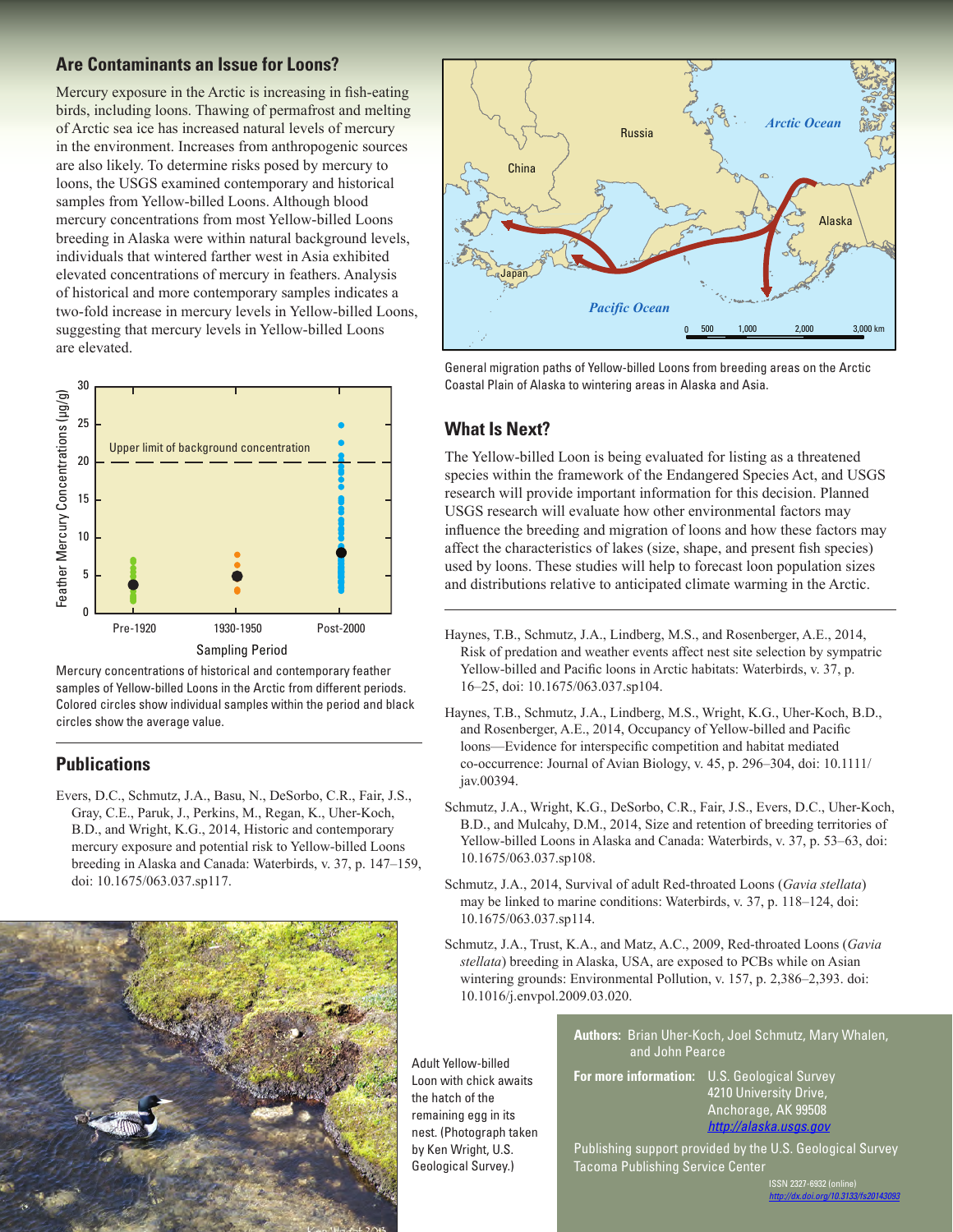## Are Contaminants an Issue for Loons?

Mercury exposure in the Arctic is increasing in fish-eating birds, including loons. Thawing of permafrost and melting of Arctic sea ice has increased natural levels of mercury in the environment. Increases from anthropogenic sources are also likely. To determine risks posed by mercury to loons, the USGS examined contemporary and historical samples from Yellow-billed Loons. Although blood mercury concentrations from most Yellow-billed Loons breeding in Alaska were within natural background levels, individuals that wintered farther west in Asia exhibited elevated concentrations of mercury in feathers. Analysis of historical and more contemporary samples indicates a two-fold increase in mercury levels in Yellow-billed Loons, suggesting that mercury levels in Yellow-billed Loons are elevated.

Feather Mercury Concentrations (μg/g)
30
25
20
15
10
5
0
Upper limit of background concentration
Pre-1920
1930-1950
Post-2000
Sampling Period

Mercury concentrations of historical and contemporary feather samples of Yellow-billed Loons in the Arctic from different periods. Colored circles show individual samples within the period and black circles show the average value.

## Publications

Evers, D.C., Schmutz, J.A., Basu, N., DeSorbo, C.R., Fair, J.S., Gray, C.E., Paruk, J., Perkins, M., Regan, K., Uher-Koch, B.D., and Wright, K.G., 2014, Historic and contemporary mercury exposure and potential risk to Yellow-billed Loons breeding in Alaska and Canada: Waterbirds, v. 37, p. 147–159, doi: 10.1675/063.037.sp117.

Adult Yellow-billed Loon with chick awaits the hatch of the remaining egg in its nest. (Photograph taken by Ken Wright, U.S. Geological Survey.)

Russia
China
Japan
Alaska
Arctic Ocean
Pacific Ocean
0 500 1,000 2,000 3,000 km

General migration paths of Yellow-billed Loons from breeding areas on the Arctic Coastal Plain of Alaska to wintering areas in Alaska and Asia.

## What Is Next?

The Yellow-billed Loon is being evaluated for listing as a threatened species within the framework of the Endangered Species Act, and USGS research will provide important information for this decision. Planned USGS research will evaluate how other environmental factors may influence the breeding and migration of loons and how these factors may affect the characteristics of lakes (size, shape, and present fish species) used by loons. These studies will help to forecast loon population sizes and distributions relative to anticipated climate warming in the Arctic.

Haynes, T.B., Schmutz, J.A., Lindberg, M.S., and Rosenberger, A.E., 2014, Risk of predation and weather events affect nest site selection by sympatric Yellow-billed and Pacific loons in Arctic habitats: Waterbirds, v. 37, p. 16–25, doi: 10.1675/063.037.sp104.

Haynes, T.B., Schmutz, J.A., Lindberg, M.S., Wright, K.G., Uher-Koch, B.D., and Rosenberger, A.E., 2014, Occupancy of Yellow-billed and Pacific loons—Evidence for interspecific competition and habitat mediated co-occurrence: Journal of Avian Biology, v. 45, p. 296–304, doi: 10.1111/jav.00394.

Schmutz, J.A., Wright, K.G., DeSorbo, C.R., Fair, J.S., Evers, D.C., Uher-Koch, B.D., and Mulcahy, D.M., 2014, Size and retention of breeding territories of Yellow-billed Loons in Alaska and Canada: Waterbirds, v. 37, p. 53–63, doi: 10.1675/063.037.sp108.

Schmutz, J.A., 2014, Survival of adult Red-throated Loons (*Gavia stellata*) may be linked to marine conditions: Waterbirds, v. 37, p. 118–124, doi: 10.1675/063.037.sp114.

Schmutz, J.A., Trust, K.A., and Matz, A.C., 2009, Red-throated Loons (*Gavia stellata*) breeding in Alaska, USA, are exposed to PCBs while on Asian wintering grounds: Environmental Pollution, v. 157, p. 2,386–2,393. doi: 10.1016/j.envpol.2009.03.020.

**Authors:** Brian Uher-Koch, Joel Schmutz, Mary Whalen, and John Pearce

**For more information:** U.S. Geological Survey
4210 University Drive,
Anchorage, AK 99508
http://alaska.usgs.gov

Publishing support provided by the U.S. Geological Survey Tacoma Publishing Service Center

ISSN 2327-6932 (online)
http://dx.doi.org/10.3133/fs20143093